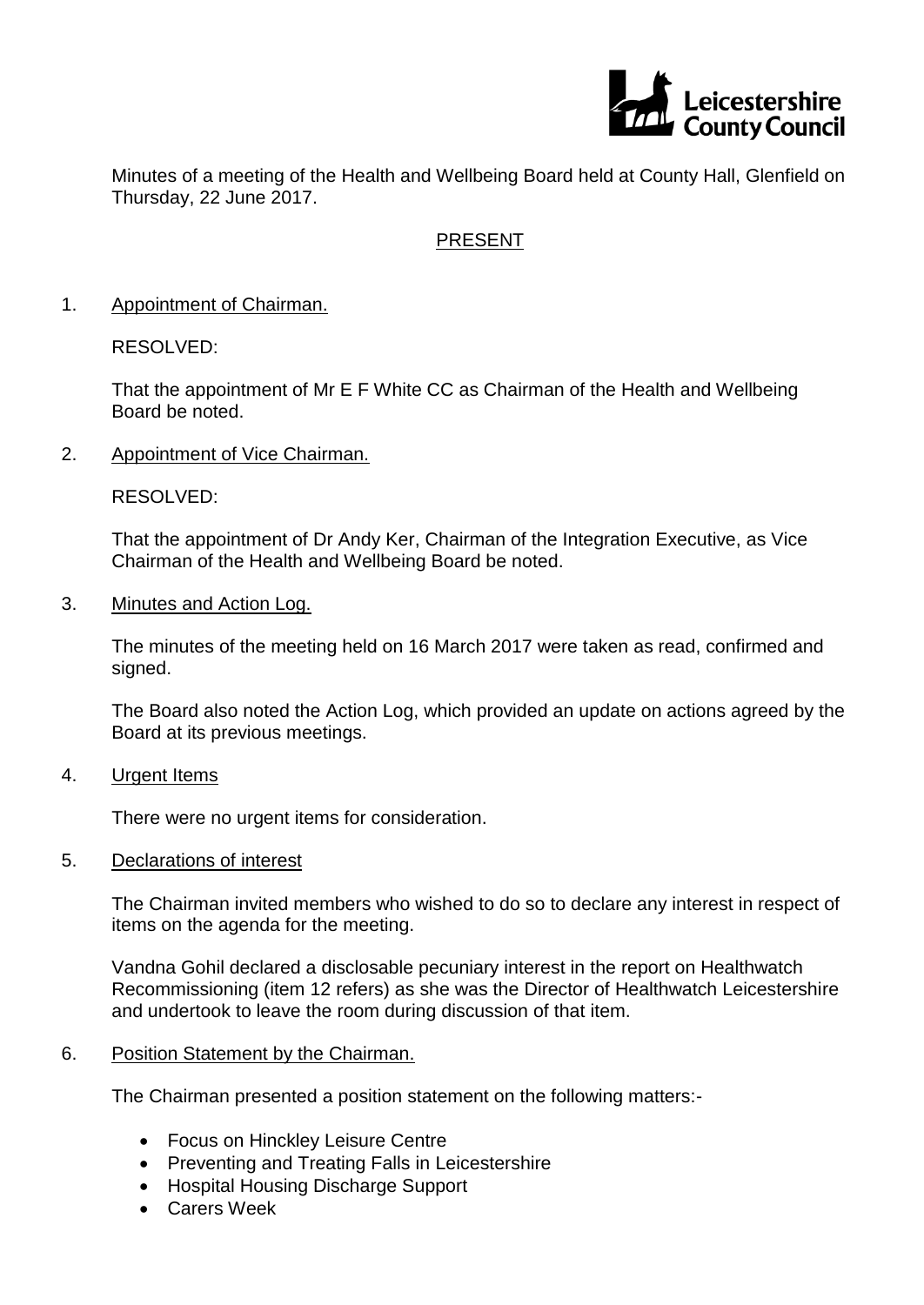Leicestershire County Council

Minutes of a meeting of the Health and Wellbeing Board held at County Hall, Glenfield on Thursday, 22 June 2017.

## PRESENT

### 1. Appointment of Chairman.

RESOLVED:

That the appointment of Mr E F White CC as Chairman of the Health and Wellbeing Board be noted.

### 2. Appointment of Vice Chairman.

RESOLVED:

That the appointment of Dr Andy Ker, Chairman of the Integration Executive, as Vice Chairman of the Health and Wellbeing Board be noted.

### 3. Minutes and Action Log.

The minutes of the meeting held on 16 March 2017 were taken as read, confirmed and signed.

The Board also noted the Action Log, which provided an update on actions agreed by the Board at its previous meetings.

### 4. Urgent Items

There were no urgent items for consideration.

### 5. Declarations of interest

The Chairman invited members who wished to do so to declare any interest in respect of items on the agenda for the meeting.

Vandna Gohil declared a disclosable pecuniary interest in the report on Healthwatch Recommissioning (item 12 refers) as she was the Director of Healthwatch Leicestershire and undertook to leave the room during discussion of that item.

### 6. Position Statement by the Chairman.

The Chairman presented a position statement on the following matters:-

- Focus on Hinckley Leisure Centre
- Preventing and Treating Falls in Leicestershire
- Hospital Housing Discharge Support
- Carers Week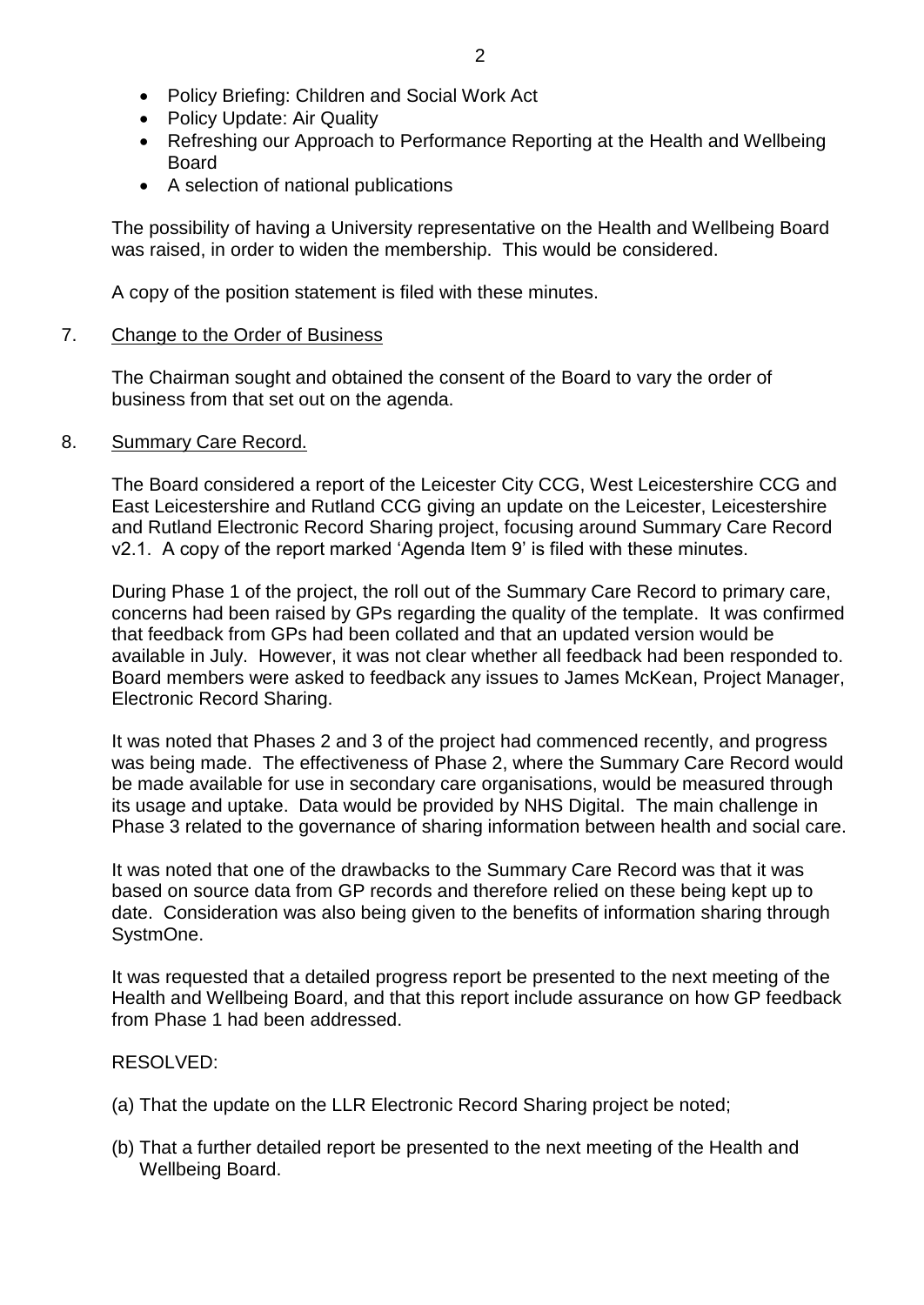- Policy Briefing: Children and Social Work Act
- Policy Update: Air Quality
- Refreshing our Approach to Performance Reporting at the Health and Wellbeing Board
- A selection of national publications

The possibility of having a University representative on the Health and Wellbeing Board was raised, in order to widen the membership. This would be considered.

A copy of the position statement is filed with these minutes.

7. Change to the Order of Business

The Chairman sought and obtained the consent of the Board to vary the order of business from that set out on the agenda.

8. Summary Care Record.

The Board considered a report of the Leicester City CCG, West Leicestershire CCG and East Leicestershire and Rutland CCG giving an update on the Leicester, Leicestershire and Rutland Electronic Record Sharing project, focusing around Summary Care Record v2.1. A copy of the report marked 'Agenda Item 9' is filed with these minutes.

During Phase 1 of the project, the roll out of the Summary Care Record to primary care, concerns had been raised by GPs regarding the quality of the template. It was confirmed that feedback from GPs had been collated and that an updated version would be available in July. However, it was not clear whether all feedback had been responded to. Board members were asked to feedback any issues to James McKean, Project Manager, Electronic Record Sharing.

It was noted that Phases 2 and 3 of the project had commenced recently, and progress was being made. The effectiveness of Phase 2, where the Summary Care Record would be made available for use in secondary care organisations, would be measured through its usage and uptake. Data would be provided by NHS Digital. The main challenge in Phase 3 related to the governance of sharing information between health and social care.

It was noted that one of the drawbacks to the Summary Care Record was that it was based on source data from GP records and therefore relied on these being kept up to date. Consideration was also being given to the benefits of information sharing through SystmOne.

It was requested that a detailed progress report be presented to the next meeting of the Health and Wellbeing Board, and that this report include assurance on how GP feedback from Phase 1 had been addressed.

RESOLVED:

(a) That the update on the LLR Electronic Record Sharing project be noted;

(b) That a further detailed report be presented to the next meeting of the Health and Wellbeing Board.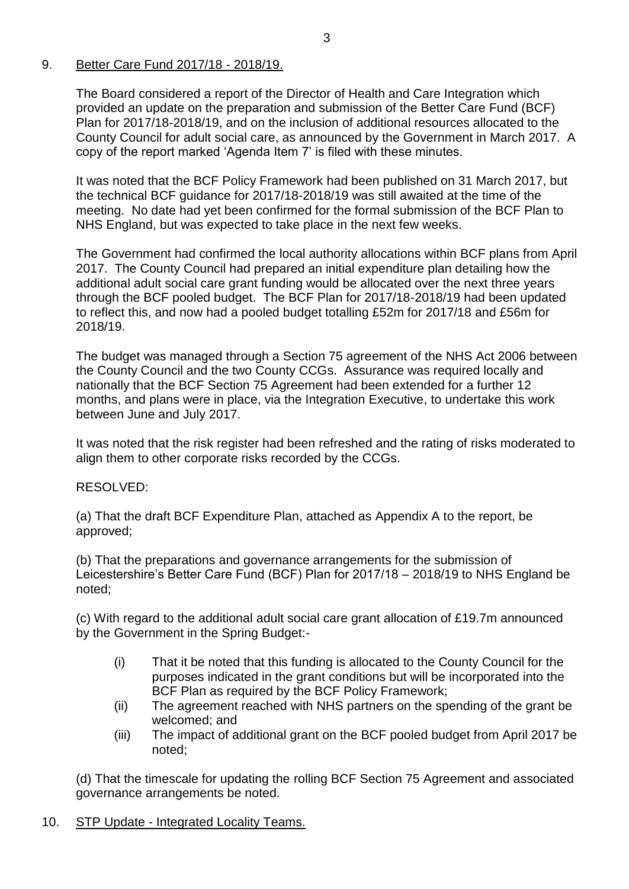## 9. <u>Better Care Fund 2017/18 - 2018/19.</u>

The Board considered a report of the Director of Health and Care Integration which provided an update on the preparation and submission of the Better Care Fund (BCF) Plan for 2017/18-2018/19, and on the inclusion of additional resources allocated to the County Council for adult social care, as announced by the Government in March 2017. A copy of the report marked 'Agenda Item 7' is filed with these minutes.

It was noted that the BCF Policy Framework had been published on 31 March 2017, but the technical BCF guidance for 2017/18-2018/19 was still awaited at the time of the meeting. No date had yet been confirmed for the formal submission of the BCF Plan to NHS England, but was expected to take place in the next few weeks.

The Government had confirmed the local authority allocations within BCF plans from April 2017. The County Council had prepared an initial expenditure plan detailing how the additional adult social care grant funding would be allocated over the next three years through the BCF pooled budget. The BCF Plan for 2017/18-2018/19 had been updated to reflect this, and now had a pooled budget totalling £52m for 2017/18 and £56m for 2018/19.

The budget was managed through a Section 75 agreement of the NHS Act 2006 between the County Council and the two County CCGs. Assurance was required locally and nationally that the BCF Section 75 Agreement had been extended for a further 12 months, and plans were in place, via the Integration Executive, to undertake this work between June and July 2017.

It was noted that the risk register had been refreshed and the rating of risks moderated to align them to other corporate risks recorded by the CCGs.

RESOLVED:

(a) That the draft BCF Expenditure Plan, attached as Appendix A to the report, be approved;

(b) That the preparations and governance arrangements for the submission of Leicestershire's Better Care Fund (BCF) Plan for 2017/18 – 2018/19 to NHS England be noted;

(c) With regard to the additional adult social care grant allocation of £19.7m announced by the Government in the Spring Budget:-

- (i) That it be noted that this funding is allocated to the County Council for the purposes indicated in the grant conditions but will be incorporated into the BCF Plan as required by the BCF Policy Framework;
- (ii) The agreement reached with NHS partners on the spending of the grant be welcomed; and
- (iii) The impact of additional grant on the BCF pooled budget from April 2017 be noted;

(d) That the timescale for updating the rolling BCF Section 75 Agreement and associated governance arrangements be noted.

## 10. <u>STP Update - Integrated Locality Teams.</u>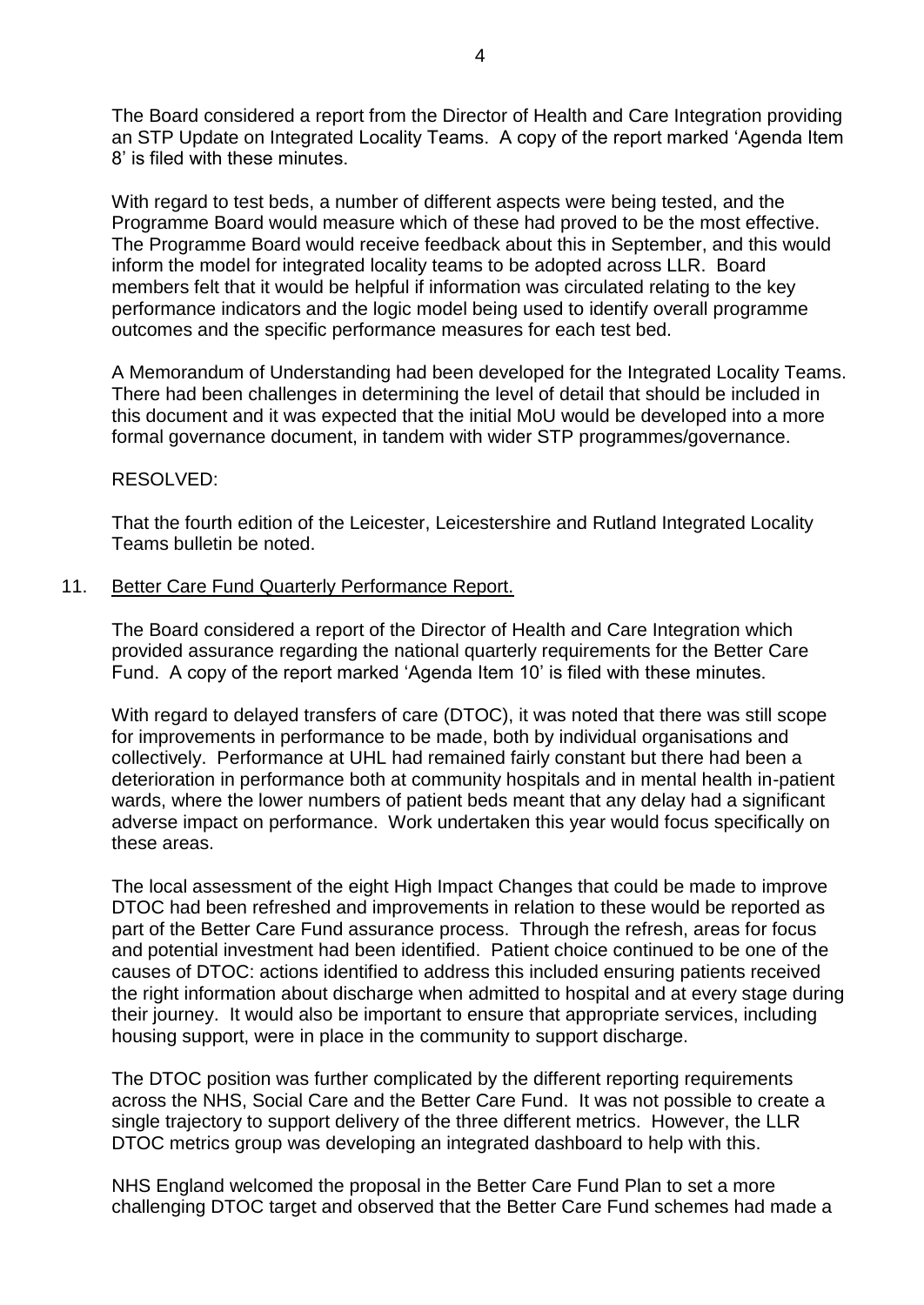The Board considered a report from the Director of Health and Care Integration providing an STP Update on Integrated Locality Teams. A copy of the report marked 'Agenda Item 8' is filed with these minutes.

With regard to test beds, a number of different aspects were being tested, and the Programme Board would measure which of these had proved to be the most effective. The Programme Board would receive feedback about this in September, and this would inform the model for integrated locality teams to be adopted across LLR. Board members felt that it would be helpful if information was circulated relating to the key performance indicators and the logic model being used to identify overall programme outcomes and the specific performance measures for each test bed.

A Memorandum of Understanding had been developed for the Integrated Locality Teams. There had been challenges in determining the level of detail that should be included in this document and it was expected that the initial MoU would be developed into a more formal governance document, in tandem with wider STP programmes/governance.

RESOLVED:

That the fourth edition of the Leicester, Leicestershire and Rutland Integrated Locality Teams bulletin be noted.

11. Better Care Fund Quarterly Performance Report.

The Board considered a report of the Director of Health and Care Integration which provided assurance regarding the national quarterly requirements for the Better Care Fund. A copy of the report marked 'Agenda Item 10' is filed with these minutes.

With regard to delayed transfers of care (DTOC), it was noted that there was still scope for improvements in performance to be made, both by individual organisations and collectively. Performance at UHL had remained fairly constant but there had been a deterioration in performance both at community hospitals and in mental health in-patient wards, where the lower numbers of patient beds meant that any delay had a significant adverse impact on performance. Work undertaken this year would focus specifically on these areas.

The local assessment of the eight High Impact Changes that could be made to improve DTOC had been refreshed and improvements in relation to these would be reported as part of the Better Care Fund assurance process. Through the refresh, areas for focus and potential investment had been identified. Patient choice continued to be one of the causes of DTOC: actions identified to address this included ensuring patients received the right information about discharge when admitted to hospital and at every stage during their journey. It would also be important to ensure that appropriate services, including housing support, were in place in the community to support discharge.

The DTOC position was further complicated by the different reporting requirements across the NHS, Social Care and the Better Care Fund. It was not possible to create a single trajectory to support delivery of the three different metrics. However, the LLR DTOC metrics group was developing an integrated dashboard to help with this.

NHS England welcomed the proposal in the Better Care Fund Plan to set a more challenging DTOC target and observed that the Better Care Fund schemes had made a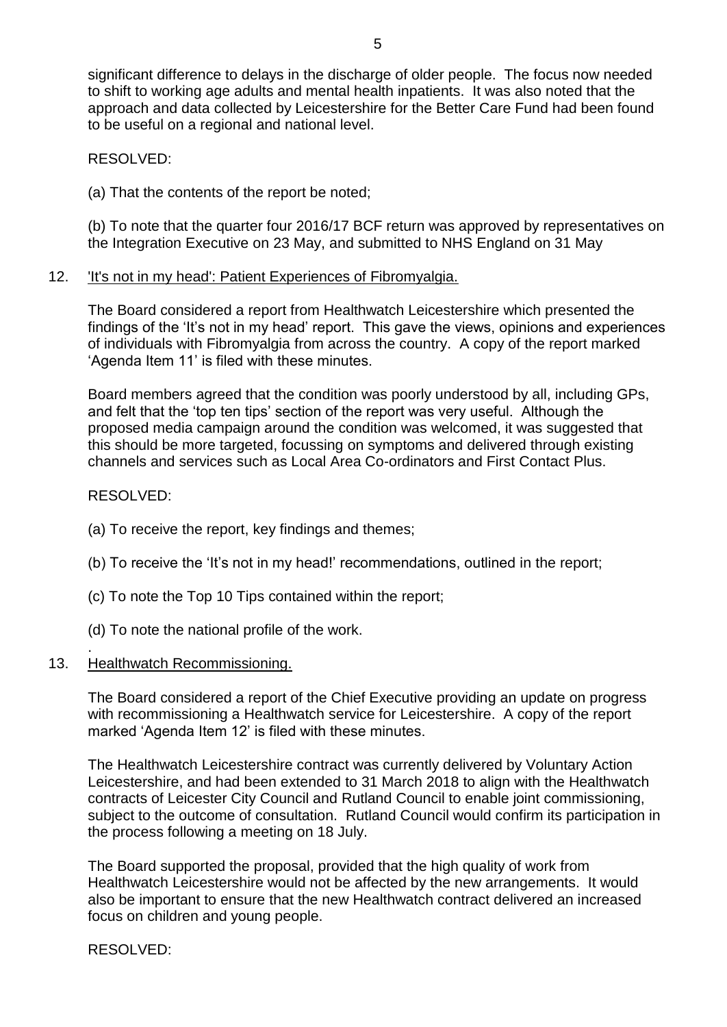significant difference to delays in the discharge of older people. The focus now needed to shift to working age adults and mental health inpatients. It was also noted that the approach and data collected by Leicestershire for the Better Care Fund had been found to be useful on a regional and national level.

RESOLVED:

(a) That the contents of the report be noted;

(b) To note that the quarter four 2016/17 BCF return was approved by representatives on the Integration Executive on 23 May, and submitted to NHS England on 31 May

12. 'It's not in my head': Patient Experiences of Fibromyalgia.

The Board considered a report from Healthwatch Leicestershire which presented the findings of the 'It's not in my head' report. This gave the views, opinions and experiences of individuals with Fibromyalgia from across the country. A copy of the report marked 'Agenda Item 11' is filed with these minutes.

Board members agreed that the condition was poorly understood by all, including GPs, and felt that the 'top ten tips' section of the report was very useful. Although the proposed media campaign around the condition was welcomed, it was suggested that this should be more targeted, focussing on symptoms and delivered through existing channels and services such as Local Area Co-ordinators and First Contact Plus.

RESOLVED:

(a) To receive the report, key findings and themes;

(b) To receive the 'It's not in my head!' recommendations, outlined in the report;

(c) To note the Top 10 Tips contained within the report;

(d) To note the national profile of the work.

13. Healthwatch Recommissioning.

The Board considered a report of the Chief Executive providing an update on progress with recommissioning a Healthwatch service for Leicestershire. A copy of the report marked 'Agenda Item 12' is filed with these minutes.

The Healthwatch Leicestershire contract was currently delivered by Voluntary Action Leicestershire, and had been extended to 31 March 2018 to align with the Healthwatch contracts of Leicester City Council and Rutland Council to enable joint commissioning, subject to the outcome of consultation. Rutland Council would confirm its participation in the process following a meeting on 18 July.

The Board supported the proposal, provided that the high quality of work from Healthwatch Leicestershire would not be affected by the new arrangements. It would also be important to ensure that the new Healthwatch contract delivered an increased focus on children and young people.

RESOLVED: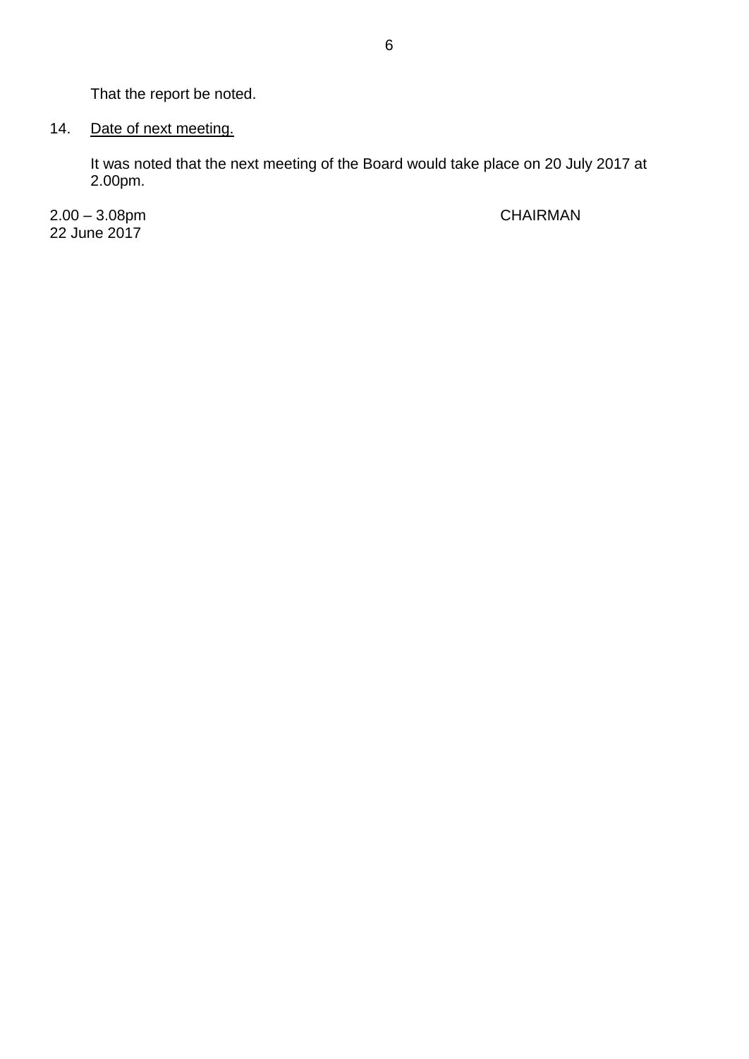That the report be noted.

14. <u>Date of next meeting.</u>

It was noted that the next meeting of the Board would take place on 20 July 2017 at 2.00pm.

2.00 – 3.08pm CHAIRMAN
22 June 2017